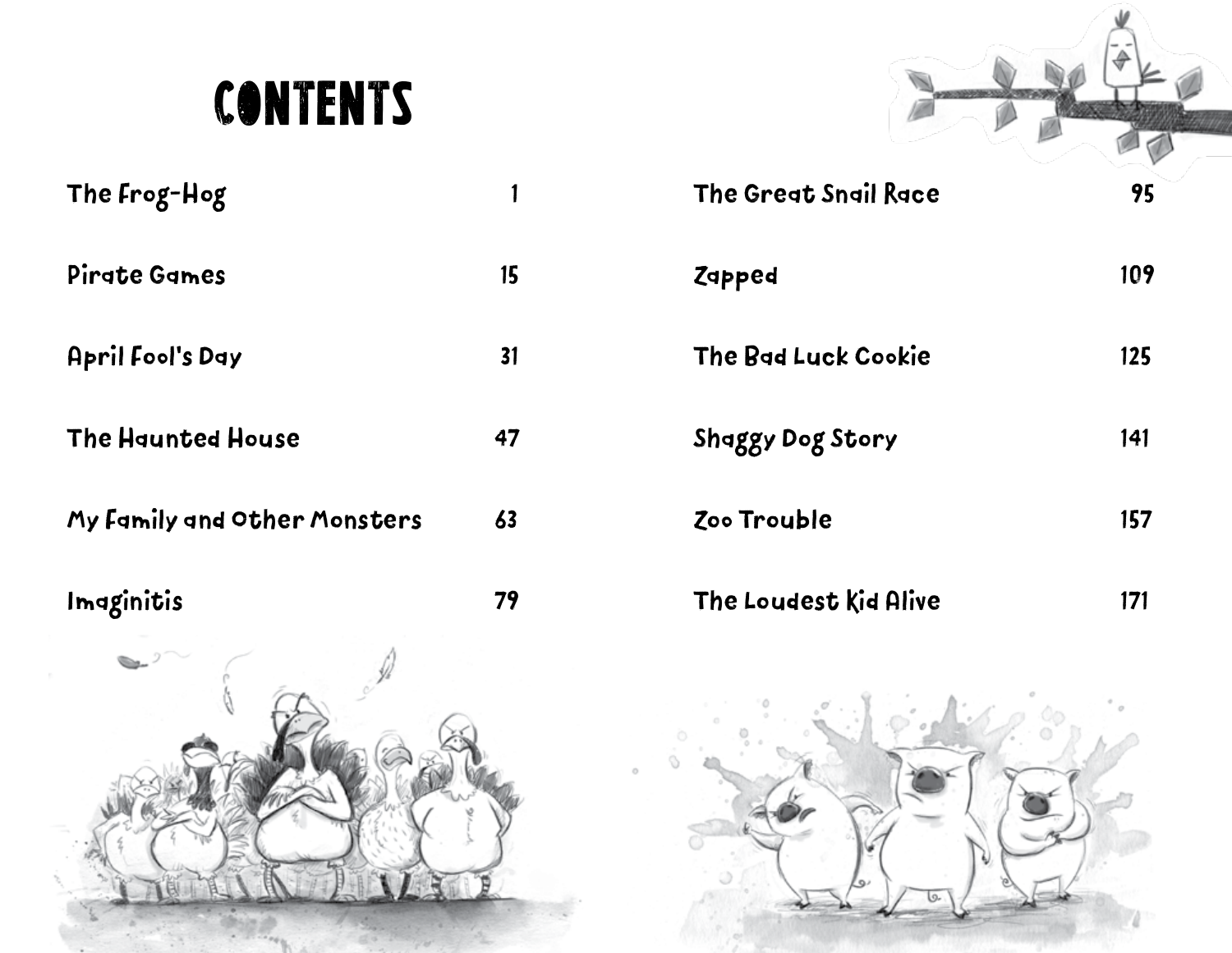# CONTENTS

| | |
|---|---|
| The Frog-Hog | 1 |
| Pirate Games | 15 |
| April Fool's Day | 31 |
| The Haunted House | 47 |
| My Family and Other Monsters | 63 |
| Imaginitis | 79 |
| The Great Snail Race | 95 |
| Zapped | 109 |
| The Bad Luck Cookie | 125 |
| Shaggy Dog Story | 141 |
| Zoo Trouble | 157 |
| The Loudest Kid Alive | 171 |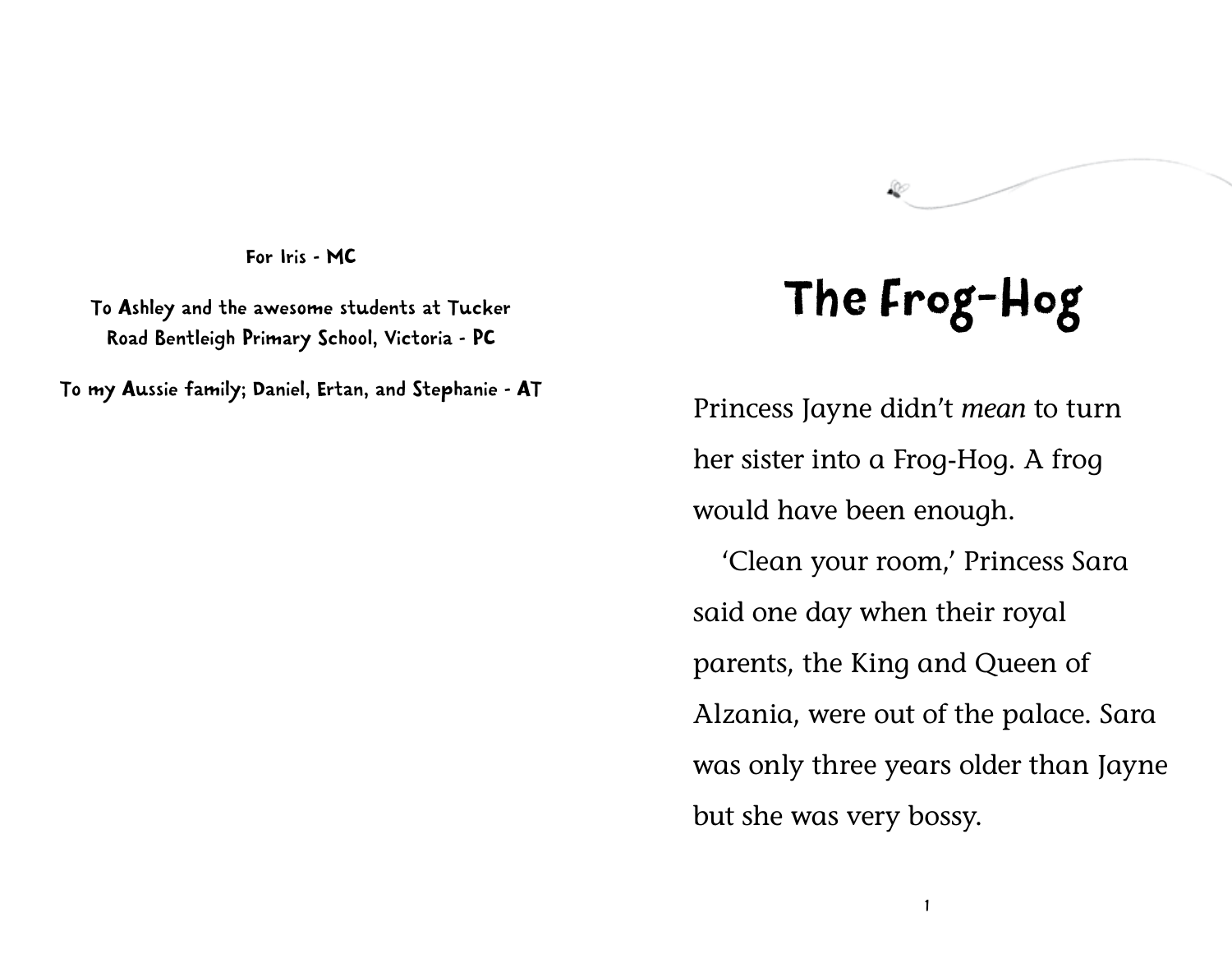For Iris - MC

To Ashley and the awesome students at Tucker Road Bentleigh Primary School, Victoria - PC

To my Aussie family; Daniel, Ertan, and Stephanie - AT

# The Frog-Hog

Princess Jayne didn't *mean* to turn her sister into a Frog-Hog. A frog would have been enough.

'Clean your room,' Princess Sara said one day when their royal parents, the King and Queen of Alzania, were out of the palace. Sara was only three years older than Jayne but she was very bossy.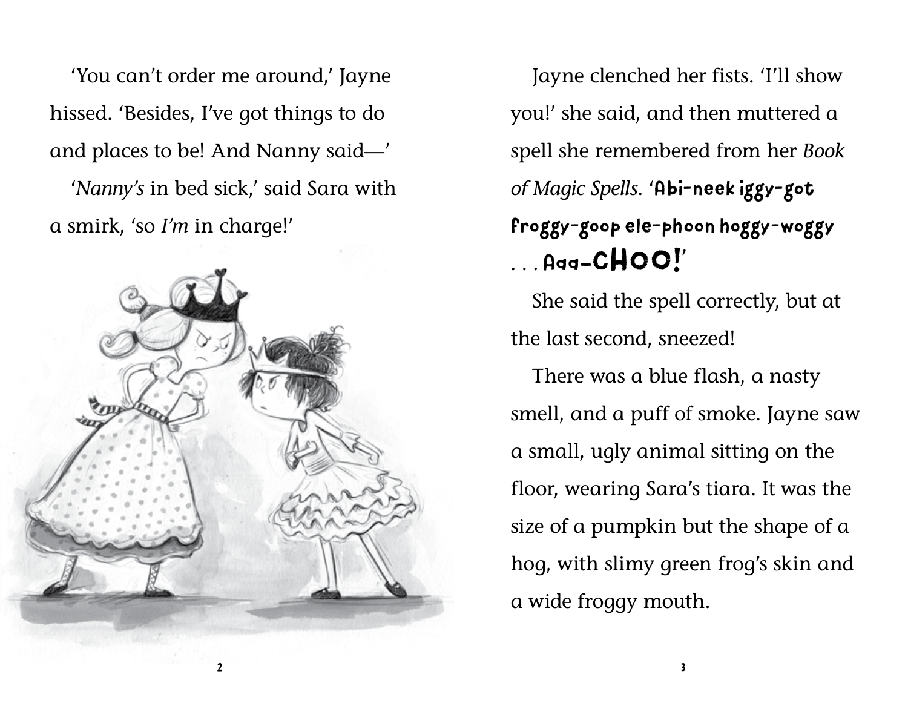'You can't order me around,' Jayne hissed. 'Besides, I've got things to do and places to be! And Nanny said—'

'*Nanny's* in bed sick,' said Sara with a smirk, 'so *I'm* in charge!'

Jayne clenched her fists. 'I'll show you!' she said, and then muttered a spell she remembered from her *Book of Magic Spells*. '**Abi-neek iggy-got froggy-goop ele-phoon hoggy-woggy . . . Aaa-CHOO!**'

She said the spell correctly, but at the last second, sneezed!

There was a blue flash, a nasty smell, and a puff of smoke. Jayne saw a small, ugly animal sitting on the floor, wearing Sara's tiara. It was the size of a pumpkin but the shape of a hog, with slimy green frog's skin and a wide froggy mouth.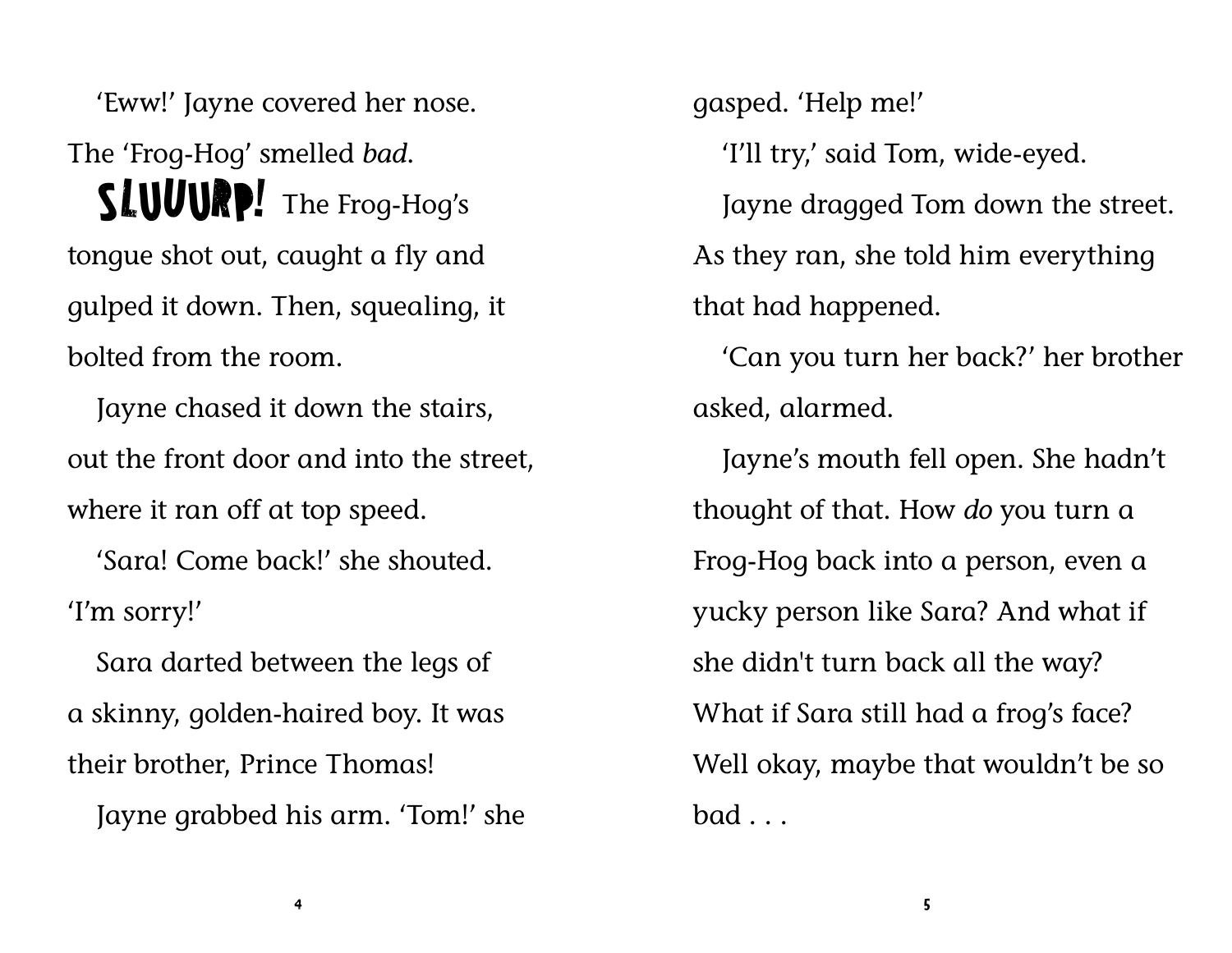'Eww!' Jayne covered her nose. The 'Frog-Hog' smelled *bad*.

**SLUUURP!** The Frog-Hog's tongue shot out, caught a fly and gulped it down. Then, squealing, it bolted from the room.

Jayne chased it down the stairs, out the front door and into the street, where it ran off at top speed.

'Sara! Come back!' she shouted. 'I'm sorry!'

Sara darted between the legs of a skinny, golden-haired boy. It was their brother, Prince Thomas!

Jayne grabbed his arm. 'Tom!' she gasped. 'Help me!'

'I'll try,' said Tom, wide-eyed.

Jayne dragged Tom down the street. As they ran, she told him everything that had happened.

'Can you turn her back?' her brother asked, alarmed.

Jayne's mouth fell open. She hadn't thought of that. How *do* you turn a Frog-Hog back into a person, even a yucky person like Sara? And what if she didn't turn back all the way? What if Sara still had a frog's face? Well okay, maybe that wouldn't be so bad . . .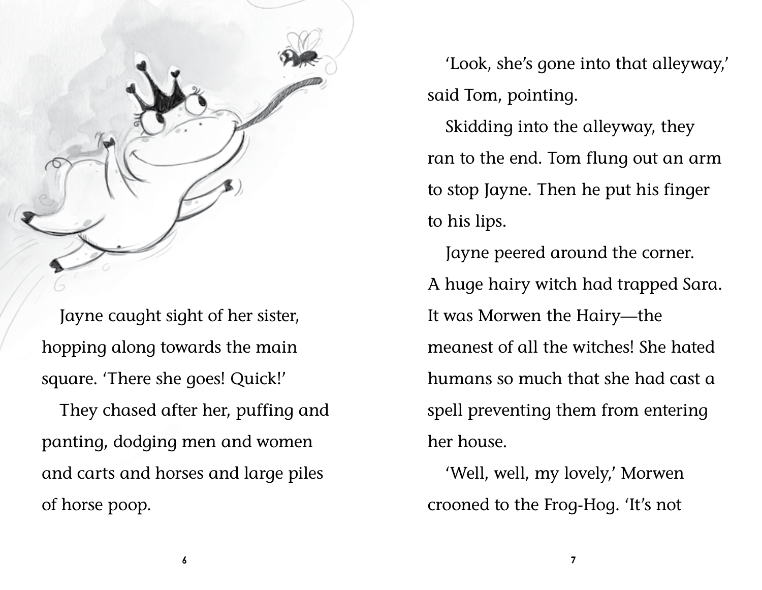Jayne caught sight of her sister, hopping along towards the main square. 'There she goes! Quick!'

They chased after her, puffing and panting, dodging men and women and carts and horses and large piles of horse poop.

'Look, she's gone into that alleyway,' said Tom, pointing.

Skidding into the alleyway, they ran to the end. Tom flung out an arm to stop Jayne. Then he put his finger to his lips.

Jayne peered around the corner. A huge hairy witch had trapped Sara. It was Morwen the Hairy—the meanest of all the witches! She hated humans so much that she had cast a spell preventing them from entering her house.

'Well, well, my lovely,' Morwen crooned to the Frog-Hog. 'It's not